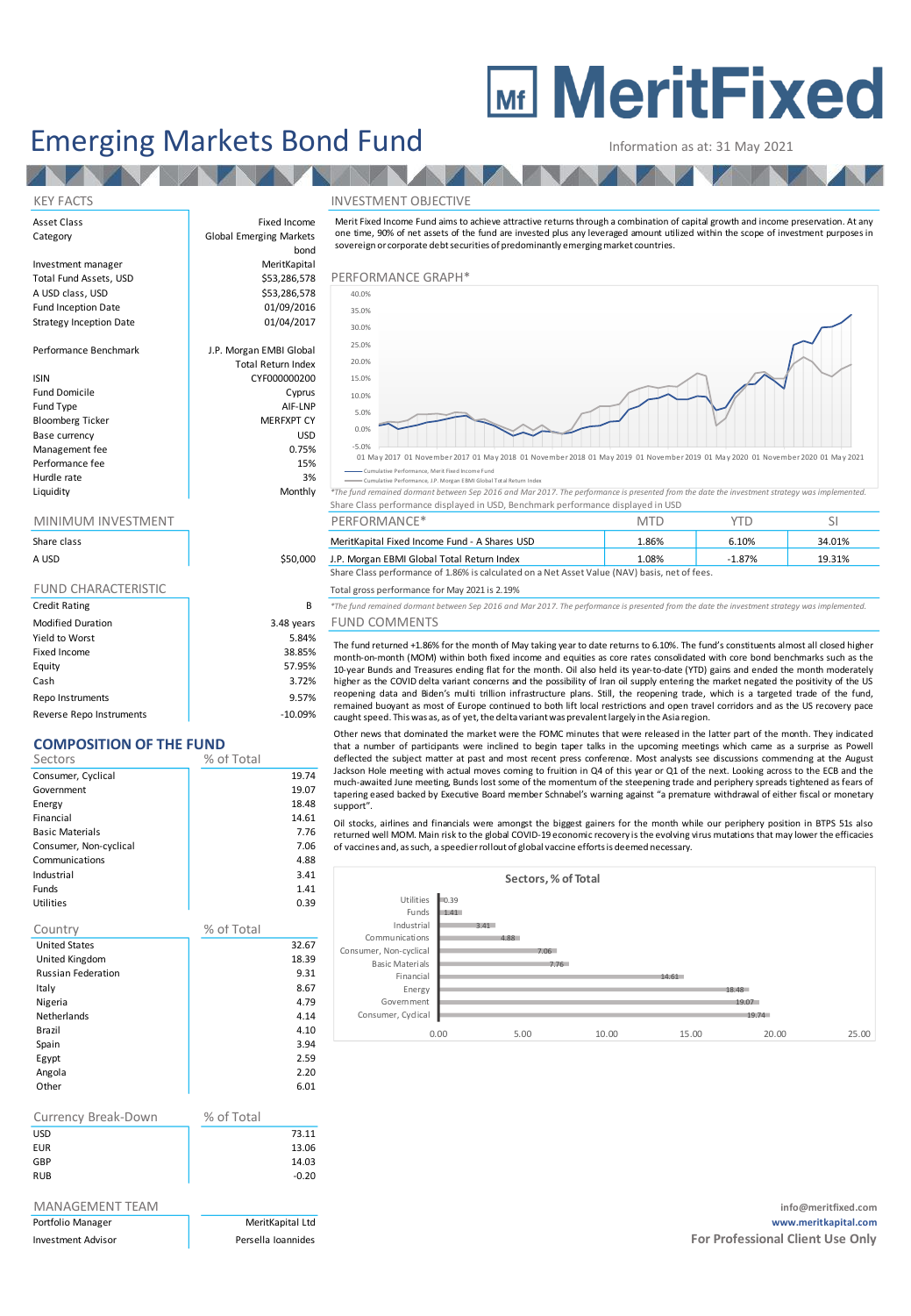# MeritFixed

# Emerging Markets Bond Fund

Information as at: 31 May 2021

## KEY FACTS

| | |
|---|---|
| Asset Class | Fixed Income |
| Category | Global Emerging Markets bond |
| Investment manager | MeritKapital |
| Total Fund Assets, USD | $53,286,578 |
| A USD class, USD | $53,286,578 |
| Fund Inception Date | 01/09/2016 |
| Strategy Inception Date | 01/04/2017 |
| Performance Benchmark | J.P. Morgan EMBI Global Total Return Index |
| ISIN | CYF000000200 |
| Fund Domicile | Cyprus |
| Fund Type | AIF-LNP |
| Bloomberg Ticker | MERFXPT CY |
| Base currency | USD |
| Management fee | 0.75% |
| Performance fee | 15% |
| Hurdle rate | 3% |
| Liquidity | Monthly |

## MINIMUM INVESTMENT

| Share class | |
|---|---|
| A USD | $50,000 |

## FUND CHARACTERISTIC

| | |
|---|---|
| Credit Rating | B |
| Modified Duration | 3.48 years |
| Yield to Worst | 5.84% |
| Fixed Income | 38.85% |
| Equity | 57.95% |
| Cash | 3.72% |
| Repo Instruments | 9.57% |
| Reverse Repo Instruments | -10.09% |

## COMPOSITION OF THE FUND

| Sectors | % of Total |
|---|---|
| Consumer, Cyclical | 19.74 |
| Government | 19.07 |
| Energy | 18.48 |
| Financial | 14.61 |
| Basic Materials | 7.76 |
| Consumer, Non-cyclical | 7.06 |
| Communications | 4.88 |
| Industrial | 3.41 |
| Funds | 1.41 |
| Utilities | 0.39 |

| Country | % of Total |
|---|---|
| United States | 32.67 |
| United Kingdom | 18.39 |
| Russian Federation | 9.31 |
| Italy | 8.67 |
| Nigeria | 4.79 |
| Netherlands | 4.14 |
| Brazil | 4.10 |
| Spain | 3.94 |
| Egypt | 2.59 |
| Angola | 2.20 |
| Other | 6.01 |

| Currency Break-Down | % of Total |
|---|---|
| USD | 73.11 |
| EUR | 13.06 |
| GBP | 14.03 |
| RUB | -0.20 |

## MANAGEMENT TEAM

| | |
|---|---|
| Portfolio Manager | MeritKapital Ltd |
| Investment Advisor | Persella Ioannides |

## INVESTMENT OBJECTIVE

Merit Fixed Income Fund aims to achieve attractive returns through a combination of capital growth and income preservation. At any one time, 90% of net assets of the fund are invested plus any leveraged amount utilized within the scope of investment purposes in sovereign or corporate debt securities of predominantly emerging market countries.

## PERFORMANCE GRAPH*

Cumulative Performance, Merit Fixed Income Fund
Cumulative Performance, J.P. Morgan EMBI Global Total Return Index

*The fund remained dormant between Sep 2016 and Mar 2017. The performance is presented from the date the investment strategy was implemented.
Share Class performance displayed in USD, Benchmark performance displayed in USD

| PERFORMANCE* | MTD | YTD | SI |
|---|---|---|---|
| MeritKapital Fixed Income Fund - A Shares USD | 1.86% | 6.10% | 34.01% |
| J.P. Morgan EMBI Global Total Return Index | 1.08% | -1.87% | 19.31% |

Share Class performance of 1.86% is calculated on a Net Asset Value (NAV) basis, net of fees.

Total gross performance for May 2021 is 2.19%

*The fund remained dormant between Sep 2016 and Mar 2017. The performance is presented from the date the investment strategy was implemented.

## FUND COMMENTS

The fund returned +1.86% for the month of May taking year to date returns to 6.10%. The fund's constituents almost all closed higher month-on-month (MOM) within both fixed income and equities as core rates consolidated with core bond benchmarks such as the 10-year Bunds and Treasures ending flat for the month. Oil also held its year-to-date (YTD) gains and ended the month moderately higher as the COVID delta variant concerns and the possibility of Iran oil supply entering the market negated the positivity of the US reopening data and Biden's multi trillion infrastructure plans. Still, the reopening trade, which is a targeted trade of the fund, remained buoyant as most of Europe continued to both lift local restrictions and open travel corridors and as the US recovery pace caught speed. This was as, as of yet, the delta variant was prevalent largely in the Asia region.

Other news that dominated the market were the FOMC minutes that were released in the latter part of the month. They indicated that a number of participants were inclined to begin taper talks in the upcoming meetings which came as a surprise as Powell deflected the subject matter at past and most recent press conference. Most analysts see discussions commencing at the August Jackson Hole meeting with actual moves coming to fruition in Q4 of this year or Q1 of the next. Looking across to the ECB and the much-awaited June meeting, Bunds lost some of the momentum of the steepening trade and periphery spreads tightened as fears of tapering eased backed by Executive Board member Schnabel's warning against "a premature withdrawal of either fiscal or monetary support".

Oil stocks, airlines and financials were amongst the biggest gainers for the month while our periphery position in BTPS 51s also returned well MOM. Main risk to the global COVID-19 economic recovery is the evolving virus mutations that may lower the efficacies of vaccines and, as such, a speedier rollout of global vaccine efforts is deemed necessary.

**Sectors, % of Total**

| Sector | % of Total |
|---|---|
| Utilities | 0.39 |
| Funds | 1.41 |
| Industrial | 3.41 |
| Communications | 4.88 |
| Consumer, Non-cyclical | 7.06 |
| Basic Materials | 7.76 |
| Financial | 14.61 |
| Energy | 18.48 |
| Government | 19.07 |
| Consumer, Cyclical | 19.74 |

info@meritfixed.com
www.meritkapital.com
**For Professional Client Use Only**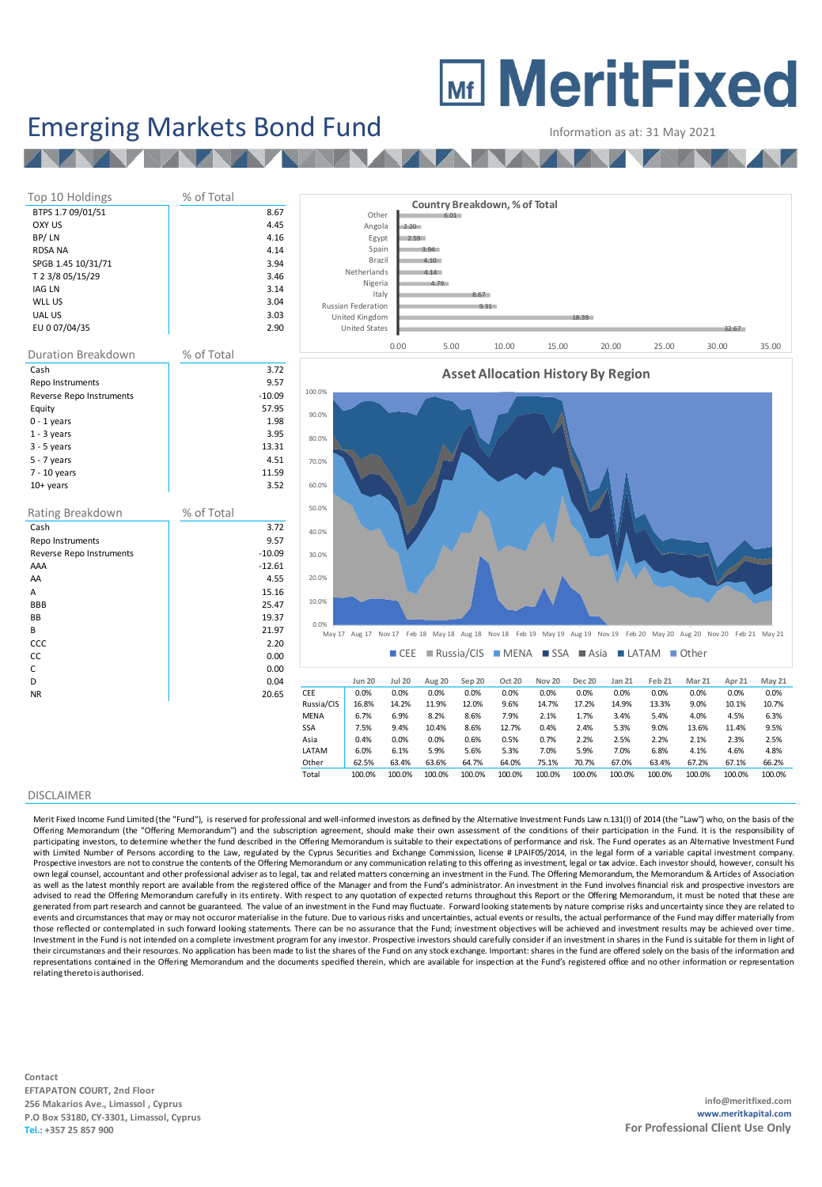# MeritFixed

# Emerging Markets Bond Fund

Information as at: 31 May 2021

| Top 10 Holdings | % of Total |
|---|---|
| BTPS 1.7 09/01/51 | 8.67 |
| OXY US | 4.45 |
| BP/ LN | 4.16 |
| RDSA NA | 4.14 |
| SPGB 1.45 10/31/71 | 3.94 |
| T 2 3/8 05/15/29 | 3.46 |
| IAG LN | 3.14 |
| WLL US | 3.04 |
| UAL US | 3.03 |
| EU 0 07/04/35 | 2.90 |

| Duration Breakdown | % of Total |
|---|---|
| Cash | 3.72 |
| Repo Instruments | 9.57 |
| Reverse Repo Instruments | -10.09 |
| Equity | 57.95 |
| 0 - 1 years | 1.98 |
| 1 - 3 years | 3.95 |
| 3 - 5 years | 13.31 |
| 5 - 7 years | 4.51 |
| 7 - 10 years | 11.59 |
| 10+ years | 3.52 |

| Rating Breakdown | % of Total |
|---|---|
| Cash | 3.72 |
| Repo Instruments | 9.57 |
| Reverse Repo Instruments | -10.09 |
| AAA | -12.61 |
| AA | 4.55 |
| A | 15.16 |
| BBB | 25.47 |
| BB | 19.37 |
| B | 21.97 |
| CCC | 2.20 |
| CC | 0.00 |
| C | 0.00 |
| D | 0.04 |
| NR | 20.65 |

Country Breakdown, % of Total

Other 6.01
Angola 2.20
Egypt 2.59
Spain 3.94
Brazil 4.10
Netherlands 4.14
Nigeria 4.79
Italy 8.67
Russian Federation 9.31
United Kingdom 18.39
United States 32.67

0.00 5.00 10.00 15.00 20.00 25.00 30.00 35.00

Asset Allocation History By Region

100.0% 90.0% 80.0% 70.0% 60.0% 50.0% 40.0% 30.0% 20.0% 10.0% 0.0%

May 17 Aug 17 Nov 17 Feb 18 May 18 Aug 18 Nov 18 Feb 19 May 19 Aug 19 Nov 19 Feb 20 May 20 Aug 20 Nov 20 Feb 21 May 21

CEE Russia/CIS MENA SSA Asia LATAM Other

| | Jun 20 | Jul 20 | Aug 20 | Sep 20 | Oct 20 | Nov 20 | Dec 20 | Jan 21 | Feb 21 | Mar 21 | Apr 21 | May 21 |
|---|---|---|---|---|---|---|---|---|---|---|---|---|
| CEE | 0.0% | 0.0% | 0.0% | 0.0% | 0.0% | 0.0% | 0.0% | 0.0% | 0.0% | 0.0% | 0.0% | 0.0% |
| Russia/CIS | 16.8% | 14.2% | 11.9% | 12.0% | 9.6% | 14.7% | 17.2% | 14.9% | 13.3% | 9.0% | 10.1% | 10.7% |
| MENA | 6.7% | 6.9% | 8.2% | 8.6% | 7.9% | 2.1% | 1.7% | 3.4% | 5.4% | 4.0% | 4.5% | 6.3% |
| SSA | 7.5% | 9.4% | 10.4% | 8.6% | 12.7% | 0.4% | 2.4% | 5.3% | 9.0% | 13.6% | 11.4% | 9.5% |
| Asia | 0.4% | 0.0% | 0.0% | 0.6% | 0.5% | 0.7% | 2.2% | 2.5% | 2.2% | 2.1% | 2.3% | 2.5% |
| LATAM | 6.0% | 6.1% | 5.9% | 5.6% | 5.3% | 7.0% | 5.9% | 7.0% | 6.8% | 4.1% | 4.6% | 4.8% |
| Other | 62.5% | 63.4% | 63.6% | 64.7% | 64.0% | 75.1% | 70.7% | 67.0% | 63.4% | 67.2% | 67.1% | 66.2% |
| Total | 100.0% | 100.0% | 100.0% | 100.0% | 100.0% | 100.0% | 100.0% | 100.0% | 100.0% | 100.0% | 100.0% | 100.0% |

## DISCLAIMER

Merit Fixed Income Fund Limited (the "Fund"), is reserved for professional and well-informed investors as defined by the Alternative Investment Funds Law n.131(I) of 2014 (the "Law") who, on the basis of the Offering Memorandum (the "Offering Memorandum") and the subscription agreement, should make their own assessment of the conditions of their participation in the Fund. It is the responsibility of participating investors, to determine whether the fund described in the Offering Memorandum is suitable to their expectations of performance and risk. The Fund operates as an Alternative Investment Fund with Limited Number of Persons according to the Law, regulated by the Cyprus Securities and Exchange Commission, license # LPAIF05/2014, in the legal form of a variable capital investment company. Prospective investors are not to construe the contents of the Offering Memorandum or any communication relating to this offering as investment, legal or tax advice. Each investor should, however, consult his own legal counsel, accountant and other professional adviser as to legal, tax and related matters concerning an investment in the Fund. The Offering Memorandum, the Memorandum & Articles of Association as well as the latest monthly report are available from the registered office of the Manager and from the Fund's administrator. An investment in the Fund involves financial risk and prospective investors are advised to read the Offering Memorandum carefully in its entirety. With respect to any quotation of expected returns throughout this Report or the Offering Memorandum, it must be noted that these are generated from part research and cannot be guaranteed. The value of an investment in the Fund may fluctuate. Forward looking statements by nature comprise risks and uncertainty since they are related to events and circumstances that may or may not occuror materialise in the future. Due to various risks and uncertainties, actual events or results, the actual performance of the Fund may differ materially from those reflected or contemplated in such forward looking statements. There can be no assurance that the Fund; investment objectives will be achieved and investment results may be achieved over time. Investment in the Fund is not intended on a complete investment program for any investor. Prospective investors should carefully consider if an investment in shares in the Fund is suitable for them in light of their circumstances and their resources. No application has been made to list the shares of the Fund on any stock exchange. Important: shares in the fund are offered solely on the basis of the information and representations contained in the Offering Memorandum and the documents specified therein, which are available for inspection at the Fund's registered office and no other information or representation relating thereto is authorised.

**Contact**
**EFTAPATON COURT, 2nd Floor**
**256 Makarios Ave., Limassol , Cyprus**
**P.O Box 53180, CY-3301, Limassol, Cyprus**
**Tel.: +357 25 857 900**

**info@meritfixed.com**
**www.meritkapital.com**
**For Professional Client Use Only**